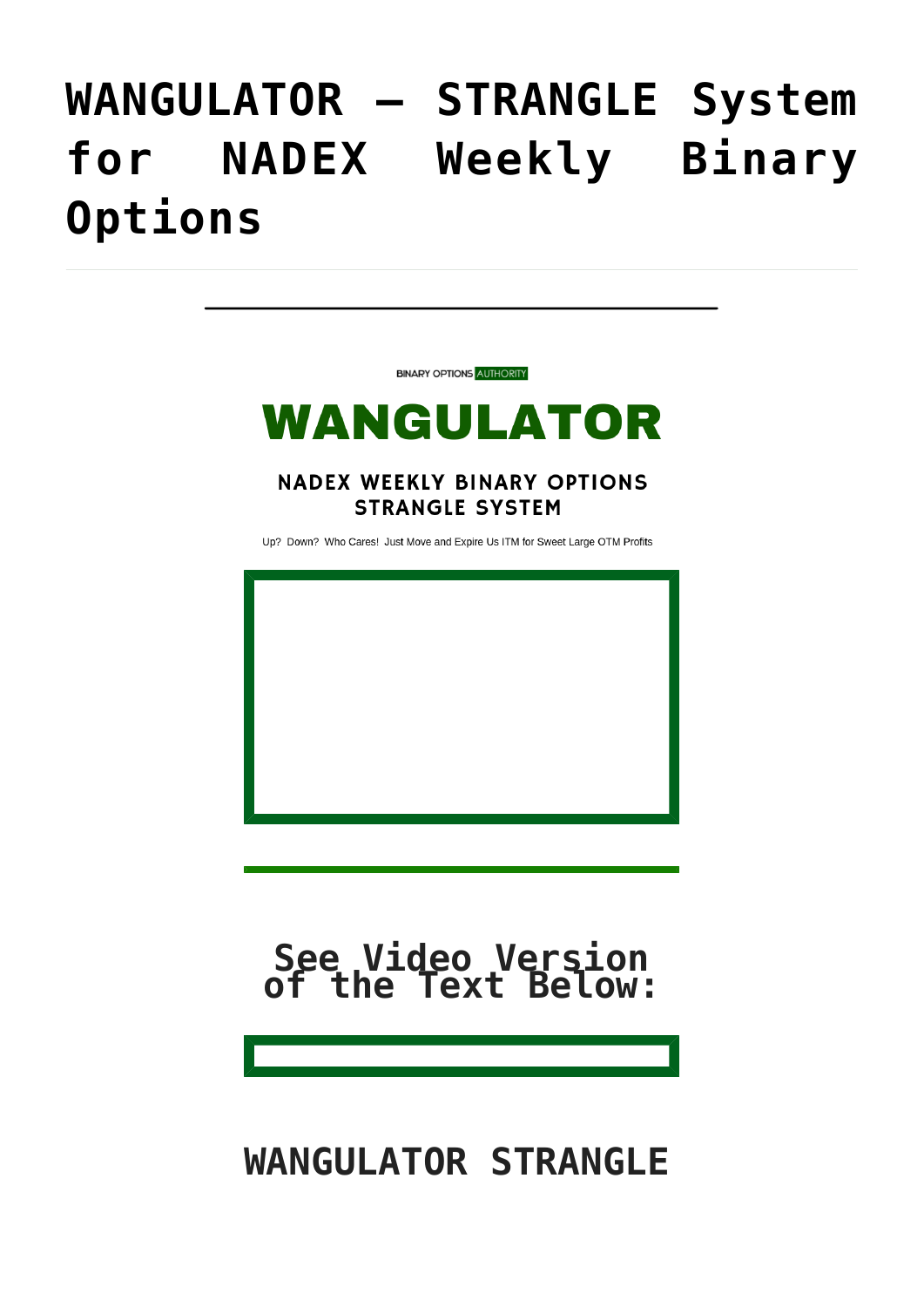# WANGULATOR – STRANGLE System for NADEX Weekly Binary Options

BINARY OPTIONS AUTHORITY

## WANGULATOR

### NADEX WEEKLY BINARY OPTIONS STRANGLE SYSTEM

Up? Down? Who Cares! Just Move and Expire Us ITM for Sweet Large OTM Profits

## See Video Version of the Text Below:

## WANGULATOR STRANGLE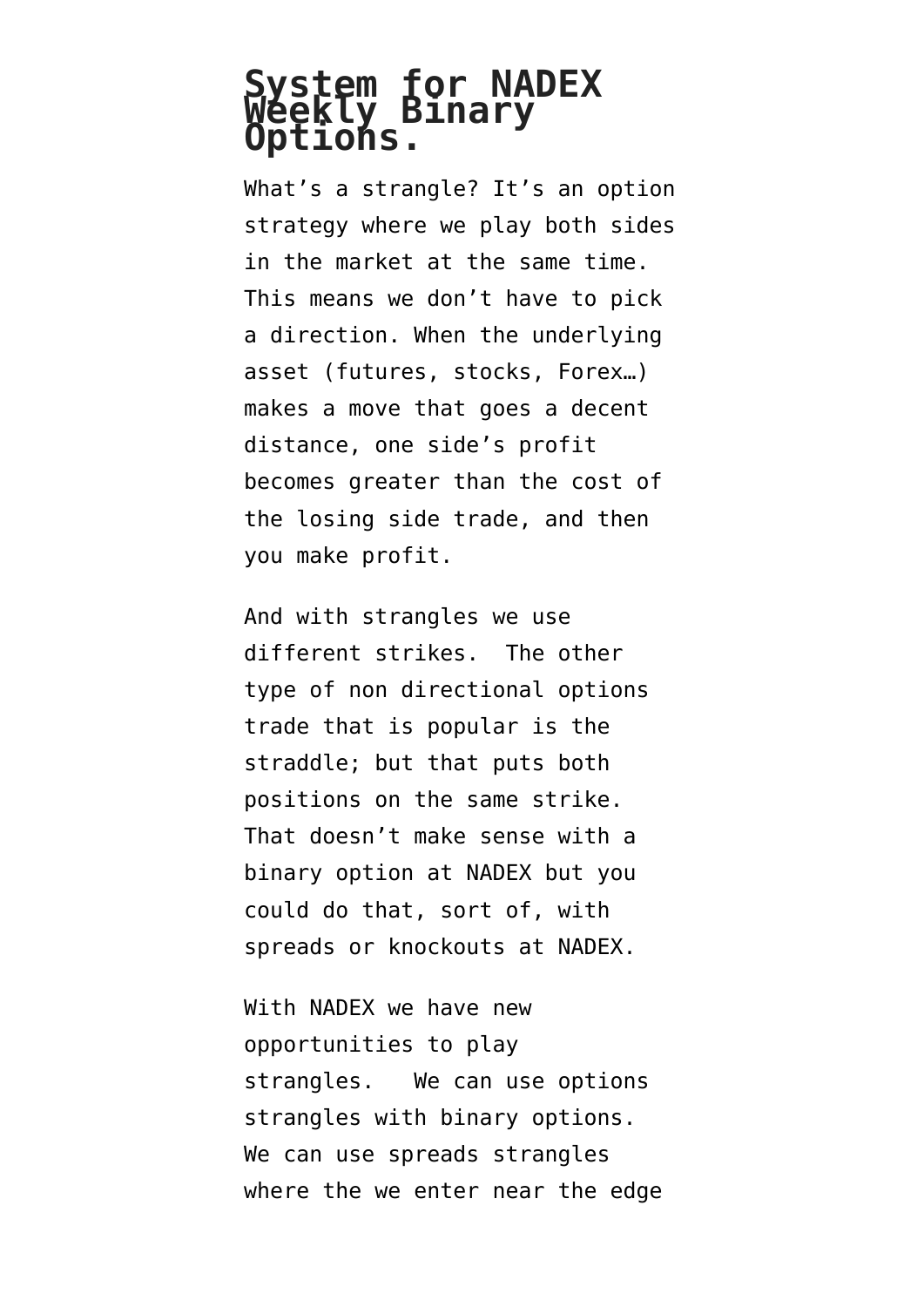# System for NADEX Weekly Binary Options.

What's a strangle? It's an option strategy where we play both sides in the market at the same time. This means we don't have to pick a direction. When the underlying asset (futures, stocks, Forex…) makes a move that goes a decent distance, one side's profit becomes greater than the cost of the losing side trade, and then you make profit.

And with strangles we use different strikes.  The other type of non directional options trade that is popular is the straddle; but that puts both positions on the same strike. That doesn't make sense with a binary option at NADEX but you could do that, sort of, with spreads or knockouts at NADEX.

With NADEX we have new opportunities to play strangles.   We can use options strangles with binary options. We can use spreads strangles where the we enter near the edge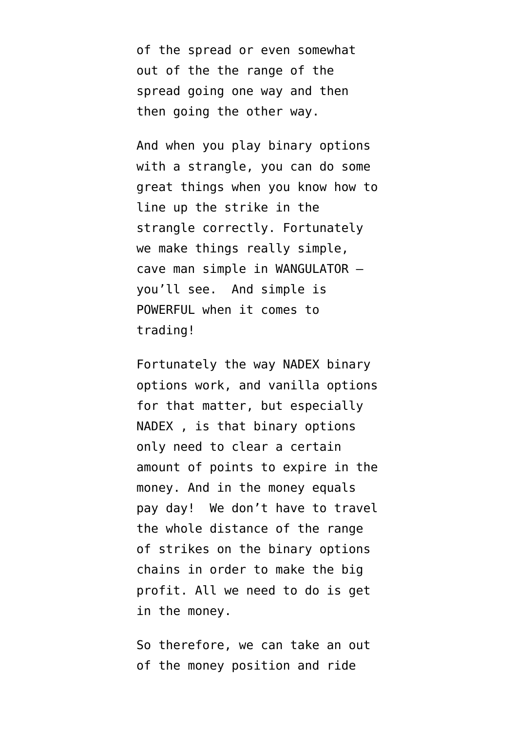of the spread or even somewhat out of the the range of the spread going one way and then then going the other way.

And when you play binary options with a strangle, you can do some great things when you know how to line up the strike in the strangle correctly. Fortunately we make things really simple, cave man simple in WANGULATOR – you’ll see.  And simple is POWERFUL when it comes to trading!

Fortunately the way NADEX binary options work, and vanilla options for that matter, but especially NADEX , is that binary options only need to clear a certain amount of points to expire in the money. And in the money equals pay day!  We don’t have to travel the whole distance of the range of strikes on the binary options chains in order to make the big profit. All we need to do is get in the money.

So therefore, we can take an out of the money position and ride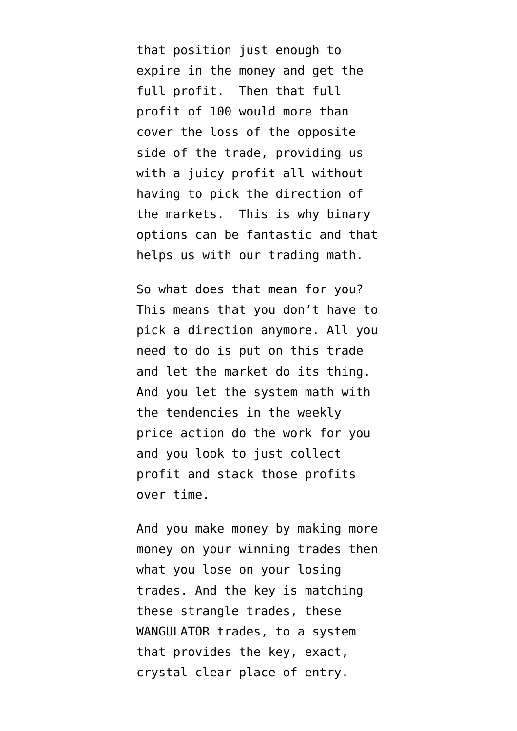that position just enough to expire in the money and get the full profit.  Then that full profit of 100 would more than cover the loss of the opposite side of the trade, providing us with a juicy profit all without having to pick the direction of the markets.  This is why binary options can be fantastic and that helps us with our trading math.

So what does that mean for you? This means that you don't have to pick a direction anymore. All you need to do is put on this trade and let the market do its thing. And you let the system math with the tendencies in the weekly price action do the work for you and you look to just collect profit and stack those profits over time.

And you make money by making more money on your winning trades then what you lose on your losing trades. And the key is matching these strangle trades, these WANGULATOR trades, to a system that provides the key, exact, crystal clear place of entry.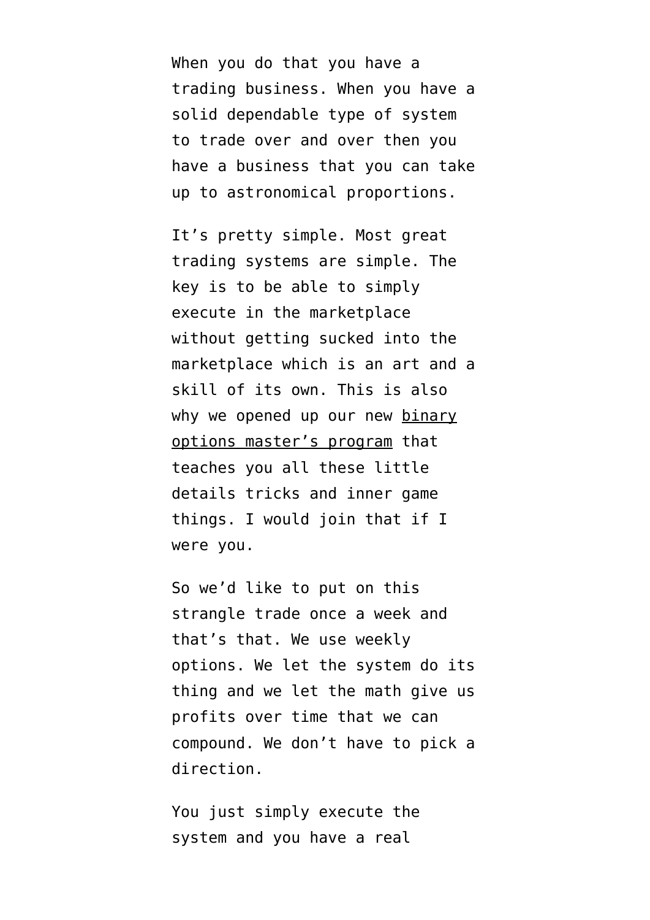When you do that you have a trading business. When you have a solid dependable type of system to trade over and over then you have a business that you can take up to astronomical proportions.

It’s pretty simple. Most great trading systems are simple. The key is to be able to simply execute in the marketplace without getting sucked into the marketplace which is an art and a skill of its own. This is also why we opened up our new binary options master’s program that teaches you all these little details tricks and inner game things. I would join that if I were you.

So we’d like to put on this strangle trade once a week and that’s that. We use weekly options. We let the system do its thing and we let the math give us profits over time that we can compound. We don’t have to pick a direction.

You just simply execute the system and you have a real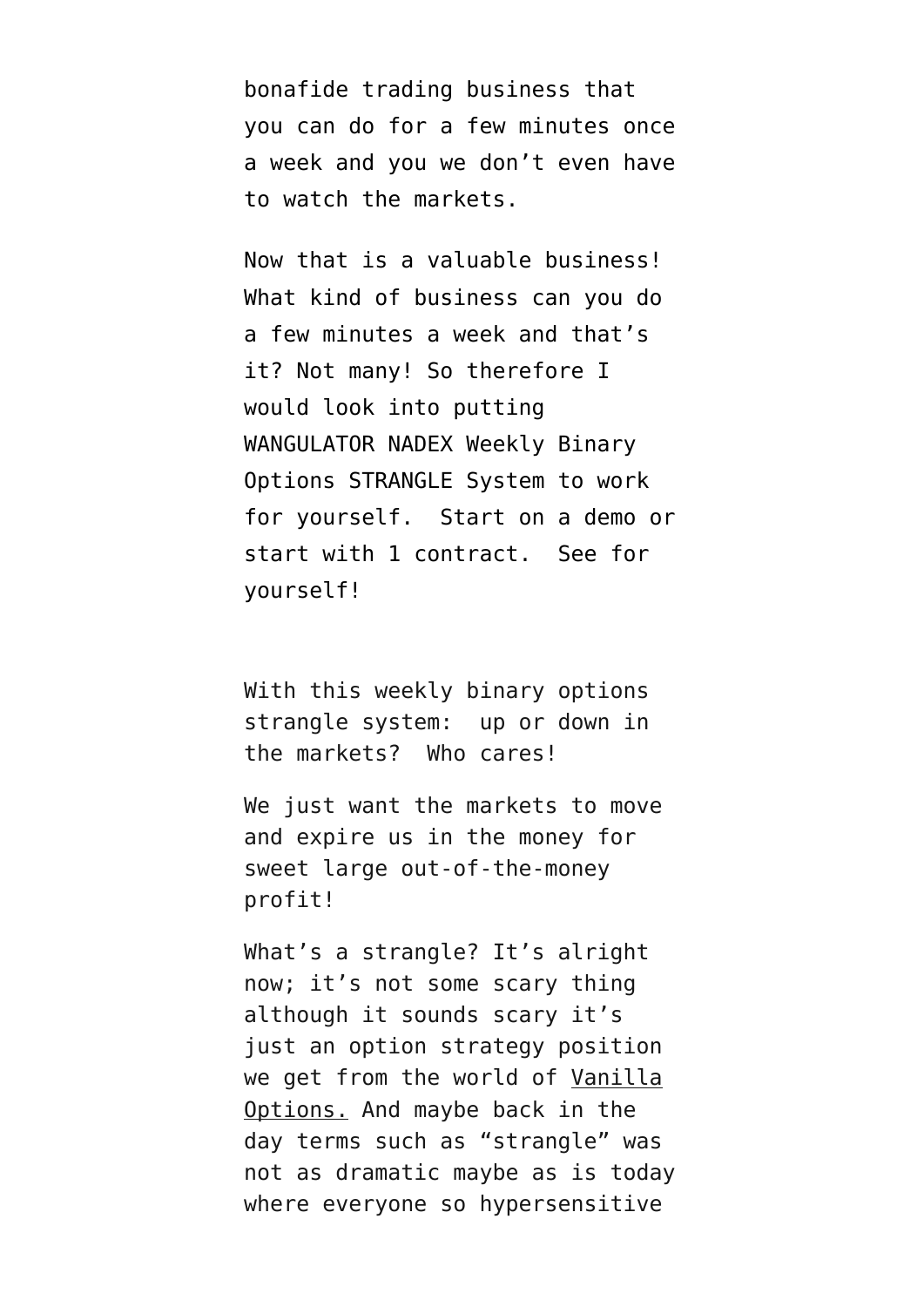bonafide trading business that you can do for a few minutes once a week and you we don't even have to watch the markets.

Now that is a valuable business! What kind of business can you do a few minutes a week and that's it? Not many! So therefore I would look into putting WANGULATOR NADEX Weekly Binary Options STRANGLE System to work for yourself.  Start on a demo or start with 1 contract.  See for yourself!

With this weekly binary options strangle system:  up or down in the markets?  Who cares!

We just want the markets to move and expire us in the money for sweet large out-of-the-money profit!

What's a strangle? It's alright now; it's not some scary thing although it sounds scary it's just an option strategy position we get from the world of Vanilla Options. And maybe back in the day terms such as "strangle" was not as dramatic maybe as is today where everyone so hypersensitive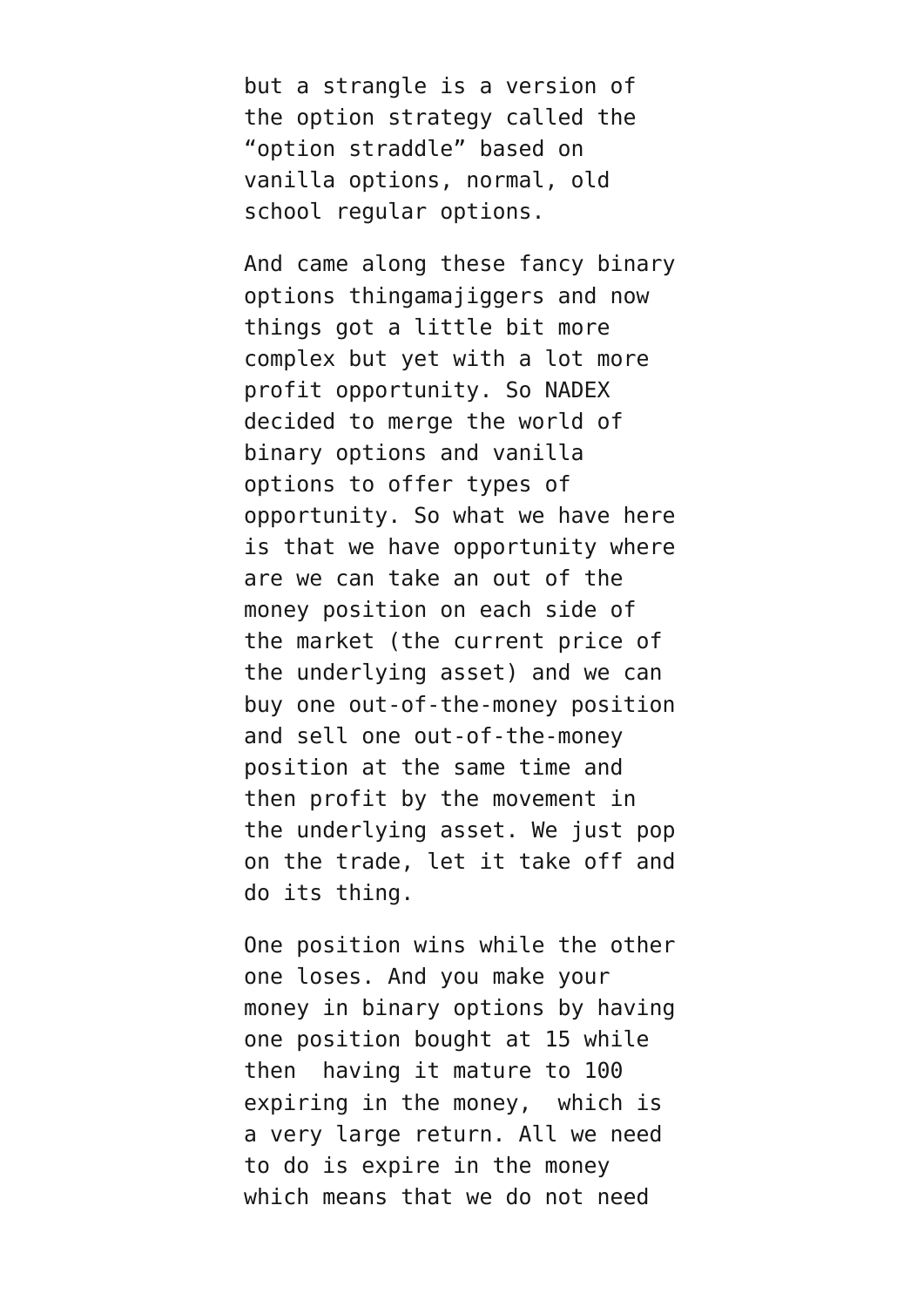but a strangle is a version of the option strategy called the “option straddle” based on vanilla options, normal, old school regular options.

And came along these fancy binary options thingamajiggers and now things got a little bit more complex but yet with a lot more profit opportunity. So NADEX decided to merge the world of binary options and vanilla options to offer types of opportunity. So what we have here is that we have opportunity where are we can take an out of the money position on each side of the market (the current price of the underlying asset) and we can buy one out-of-the-money position and sell one out-of-the-money position at the same time and then profit by the movement in the underlying asset. We just pop on the trade, let it take off and do its thing.

One position wins while the other one loses. And you make your money in binary options by having one position bought at 15 while then  having it mature to 100 expiring in the money,  which is a very large return. All we need to do is expire in the money which means that we do not need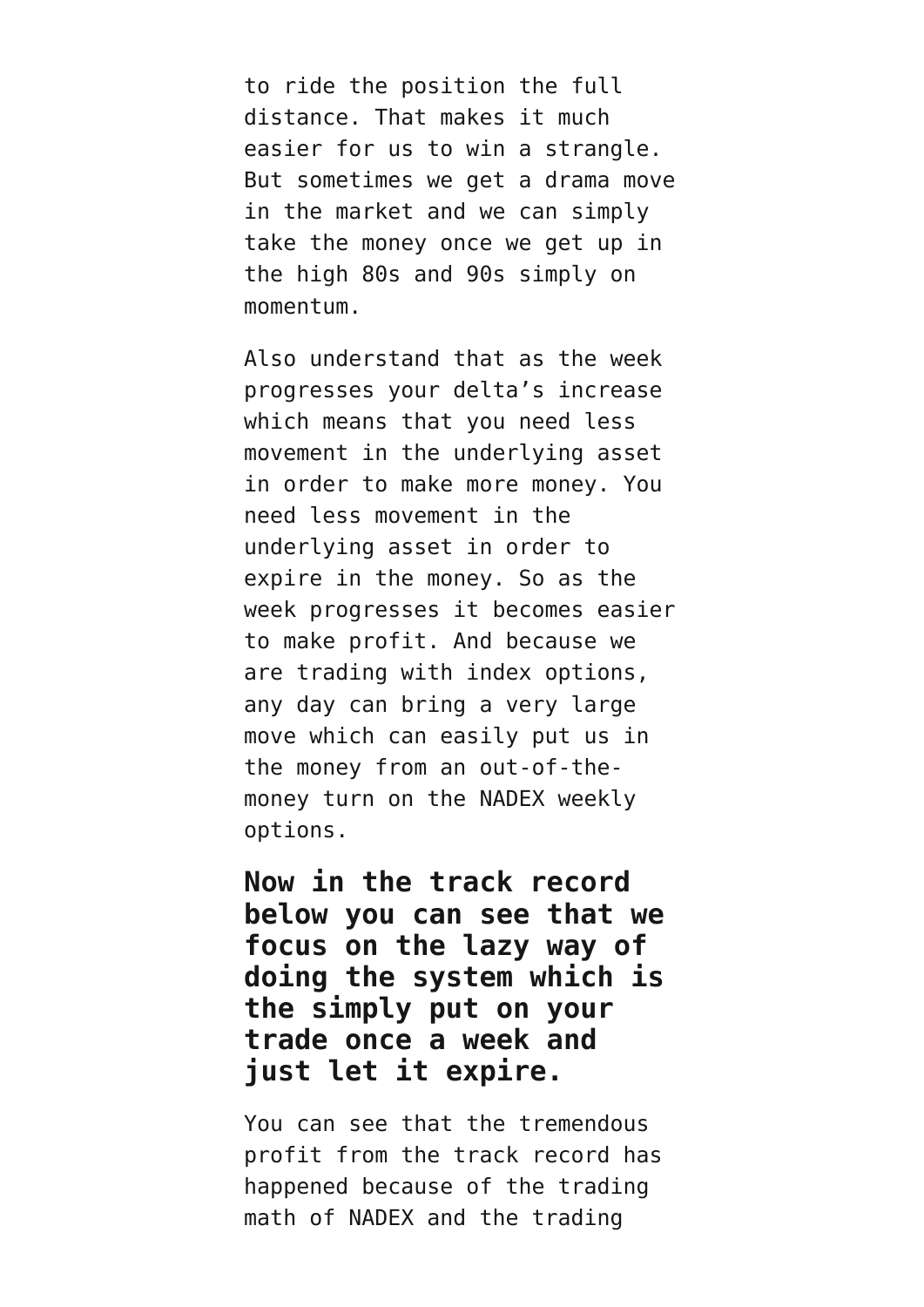to ride the position the full distance. That makes it much easier for us to win a strangle. But sometimes we get a drama move in the market and we can simply take the money once we get up in the high 80s and 90s simply on momentum.

Also understand that as the week progresses your delta's increase which means that you need less movement in the underlying asset in order to make more money. You need less movement in the underlying asset in order to expire in the money. So as the week progresses it becomes easier to make profit. And because we are trading with index options, any day can bring a very large move which can easily put us in the money from an out-of-the-money turn on the NADEX weekly options.

**Now in the track record below you can see that we focus on the lazy way of doing the system which is the simply put on your trade once a week and just let it expire.**

You can see that the tremendous profit from the track record has happened because of the trading math of NADEX and the trading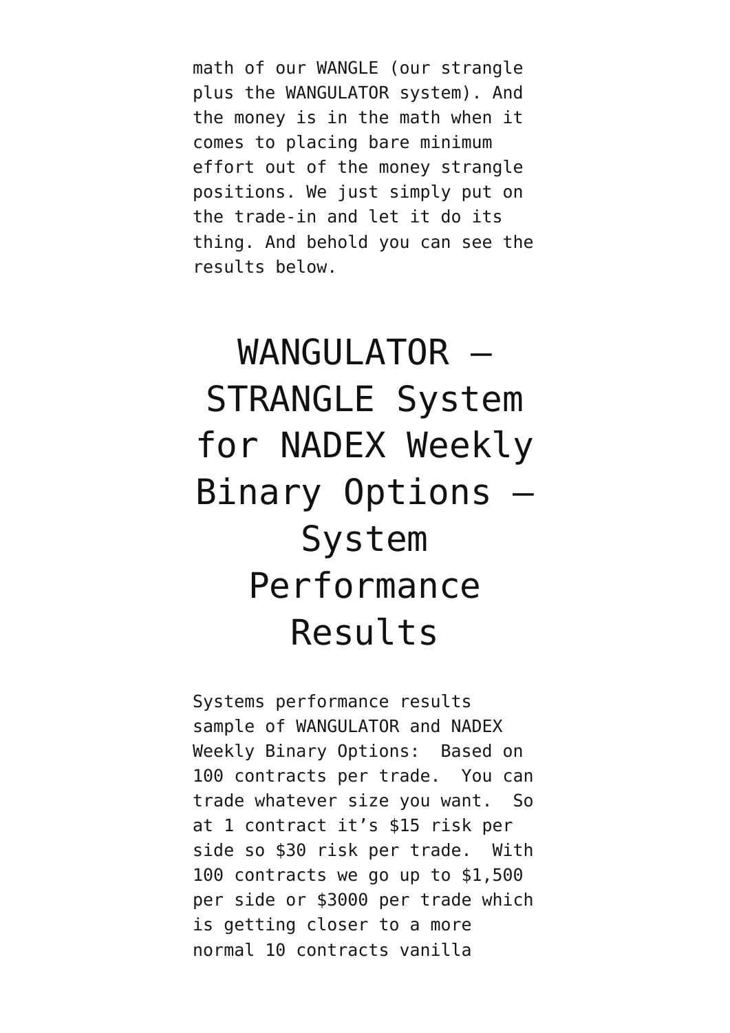math of our WANGLE (our strangle plus the WANGULATOR system). And the money is in the math when it comes to placing bare minimum effort out of the money strangle positions. We just simply put on the trade-in and let it do its thing. And behold you can see the results below.

# WANGULATOR – STRANGLE System for NADEX Weekly Binary Options – System Performance Results

Systems performance results sample of WANGULATOR and NADEX Weekly Binary Options:  Based on 100 contracts per trade.  You can trade whatever size you want.  So at 1 contract it's $15 risk per side so $30 risk per trade.  With 100 contracts we go up to $1,500 per side or $3000 per trade which is getting closer to a more normal 10 contracts vanilla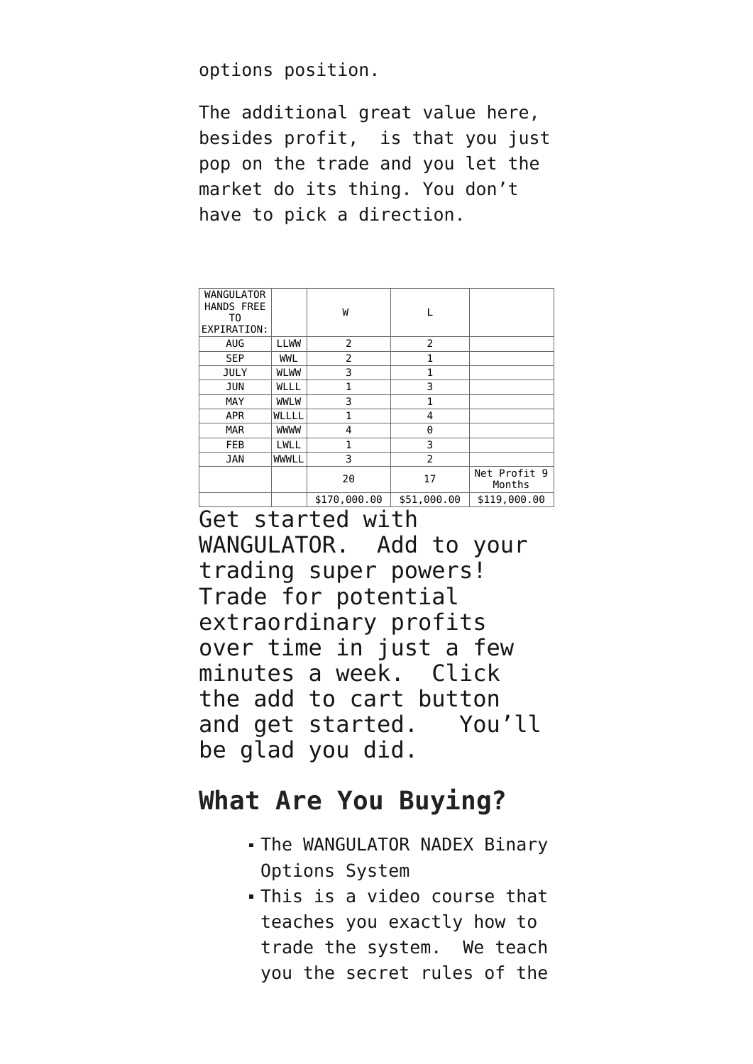options position.

The additional great value here, besides profit,  is that you just pop on the trade and you let the market do its thing. You don't have to pick a direction.

| WANGULATOR HANDS FREE TO EXPIRATION: | | W | L | |
|---|---|---|---|---|
| AUG | LLWW | 2 | 2 | |
| SEP | WWL | 2 | 1 | |
| JULY | WLWW | 3 | 1 | |
| JUN | WLLL | 1 | 3 | |
| MAY | WWLW | 3 | 1 | |
| APR | WLLLL | 1 | 4 | |
| MAR | WWWW | 4 | 0 | |
| FEB | LWLL | 1 | 3 | |
| JAN | WWWLL | 3 | 2 | |
| | | 20 | 17 | Net Profit 9 Months |
| | | $170,000.00 | $51,000.00 | $119,000.00 |

Get started with WANGULATOR.  Add to your trading super powers! Trade for potential extraordinary profits over time in just a few minutes a week.  Click the add to cart button and get started.   You'll be glad you did.

## What Are You Buying?

- The WANGULATOR NADEX Binary Options System
- This is a video course that teaches you exactly how to trade the system.  We teach you the secret rules of the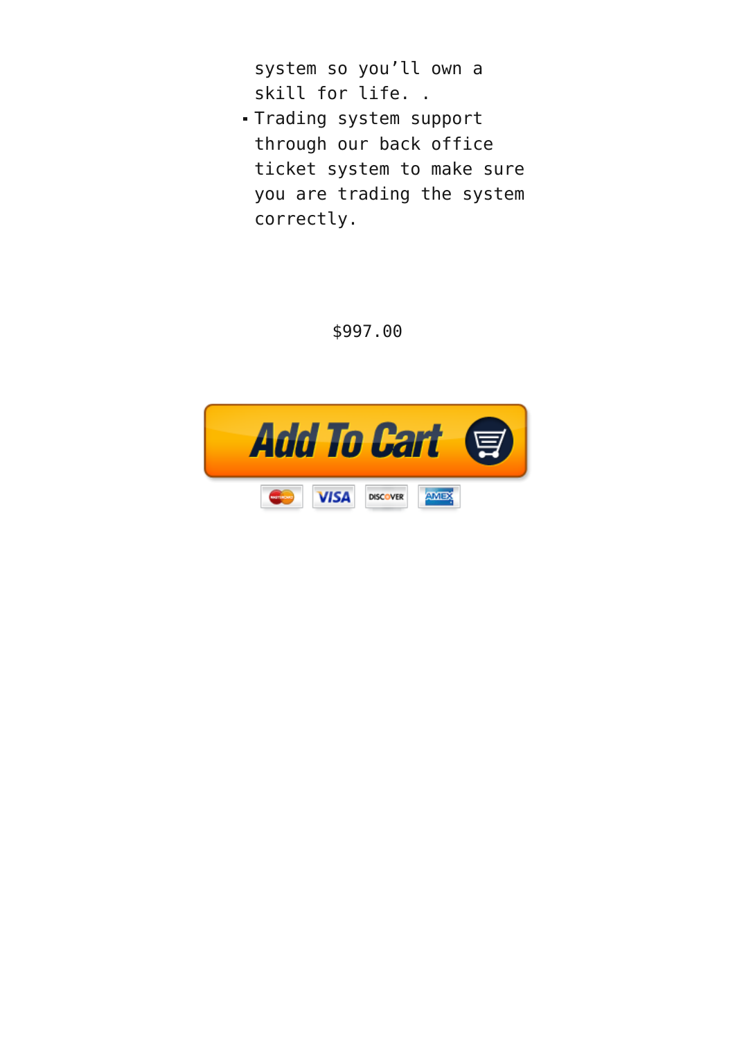system so you'll own a skill for life. .

- Trading system support through our back office ticket system to make sure you are trading the system correctly.

$997.00

Add To Cart